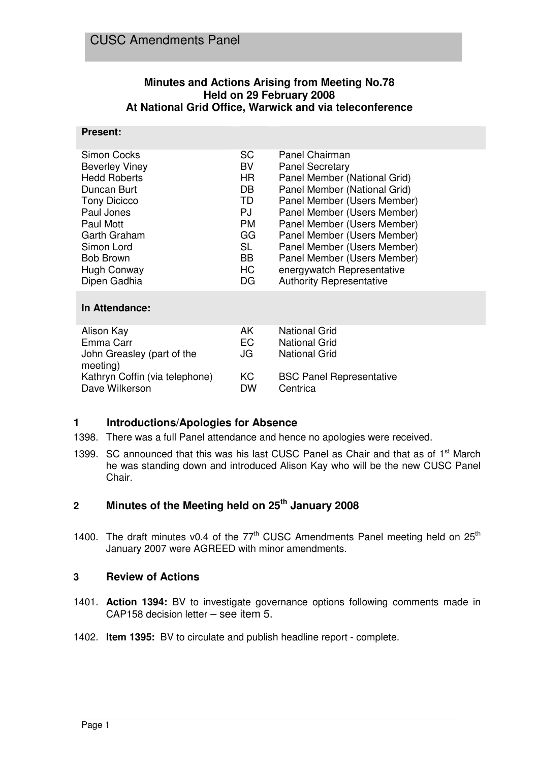# CUSC Amendments Panel

**Minutes and Actions Arising from Meeting No.78**
**Held on 29 February 2008**
**At National Grid Office, Warwick and via teleconference**

| **Present:** | | |
|---|---|---|
| Simon Cocks | SC | Panel Chairman |
| Beverley Viney | BV | Panel Secretary |
| Hedd Roberts | HR | Panel Member (National Grid) |
| Duncan Burt | DB | Panel Member (National Grid) |
| Tony Dicicco | TD | Panel Member (Users Member) |
| Paul Jones | PJ | Panel Member (Users Member) |
| Paul Mott | PM | Panel Member (Users Member) |
| Garth Graham | GG | Panel Member (Users Member) |
| Simon Lord | SL | Panel Member (Users Member) |
| Bob Brown | BB | Panel Member (Users Member) |
| Hugh Conway | HC | energywatch Representative |
| Dipen Gadhia | DG | Authority Representative |
| **In Attendance:** | | |
| Alison Kay | AK | National Grid |
| Emma Carr | EC | National Grid |
| John Greasley (part of the meeting) | JG | National Grid |
| Kathryn Coffin (via telephone) | KC | BSC Panel Representative |
| Dave Wilkerson | DW | Centrica |

## 1 Introductions/Apologies for Absence

1398. There was a full Panel attendance and hence no apologies were received.

1399. SC announced that this was his last CUSC Panel as Chair and that as of 1st March he was standing down and introduced Alison Kay who will be the new CUSC Panel Chair.

## 2 Minutes of the Meeting held on 25th January 2008

1400. The draft minutes v0.4 of the 77th CUSC Amendments Panel meeting held on 25th January 2007 were AGREED with minor amendments.

## 3 Review of Actions

1401. **Action 1394:** BV to investigate governance options following comments made in CAP158 decision letter – see item 5.

1402. **Item 1395:** BV to circulate and publish headline report - complete.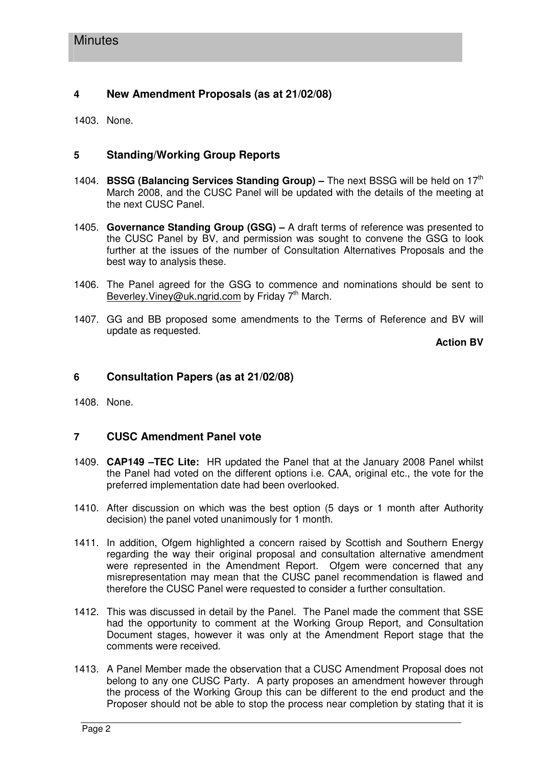## 4 New Amendment Proposals (as at 21/02/08)

1403. None.

## 5 Standing/Working Group Reports

1404. **BSSG (Balancing Services Standing Group) –** The next BSSG will be held on 17th March 2008, and the CUSC Panel will be updated with the details of the meeting at the next CUSC Panel.

1405. **Governance Standing Group (GSG) –** A draft terms of reference was presented to the CUSC Panel by BV, and permission was sought to convene the GSG to look further at the issues of the number of Consultation Alternatives Proposals and the best way to analysis these.

1406. The Panel agreed for the GSG to commence and nominations should be sent to Beverley.Viney@uk.ngrid.com by Friday 7th March.

1407. GG and BB proposed some amendments to the Terms of Reference and BV will update as requested.

**Action BV**

## 6 Consultation Papers (as at 21/02/08)

1408. None.

## 7 CUSC Amendment Panel vote

1409. **CAP149 –TEC Lite:** HR updated the Panel that at the January 2008 Panel whilst the Panel had voted on the different options i.e. CAA, original etc., the vote for the preferred implementation date had been overlooked.

1410. After discussion on which was the best option (5 days or 1 month after Authority decision) the panel voted unanimously for 1 month.

1411. In addition, Ofgem highlighted a concern raised by Scottish and Southern Energy regarding the way their original proposal and consultation alternative amendment were represented in the Amendment Report. Ofgem were concerned that any misrepresentation may mean that the CUSC panel recommendation is flawed and therefore the CUSC Panel were requested to consider a further consultation.

1412. This was discussed in detail by the Panel. The Panel made the comment that SSE had the opportunity to comment at the Working Group Report, and Consultation Document stages, however it was only at the Amendment Report stage that the comments were received.

1413. A Panel Member made the observation that a CUSC Amendment Proposal does not belong to any one CUSC Party. A party proposes an amendment however through the process of the Working Group this can be different to the end product and the Proposer should not be able to stop the process near completion by stating that it is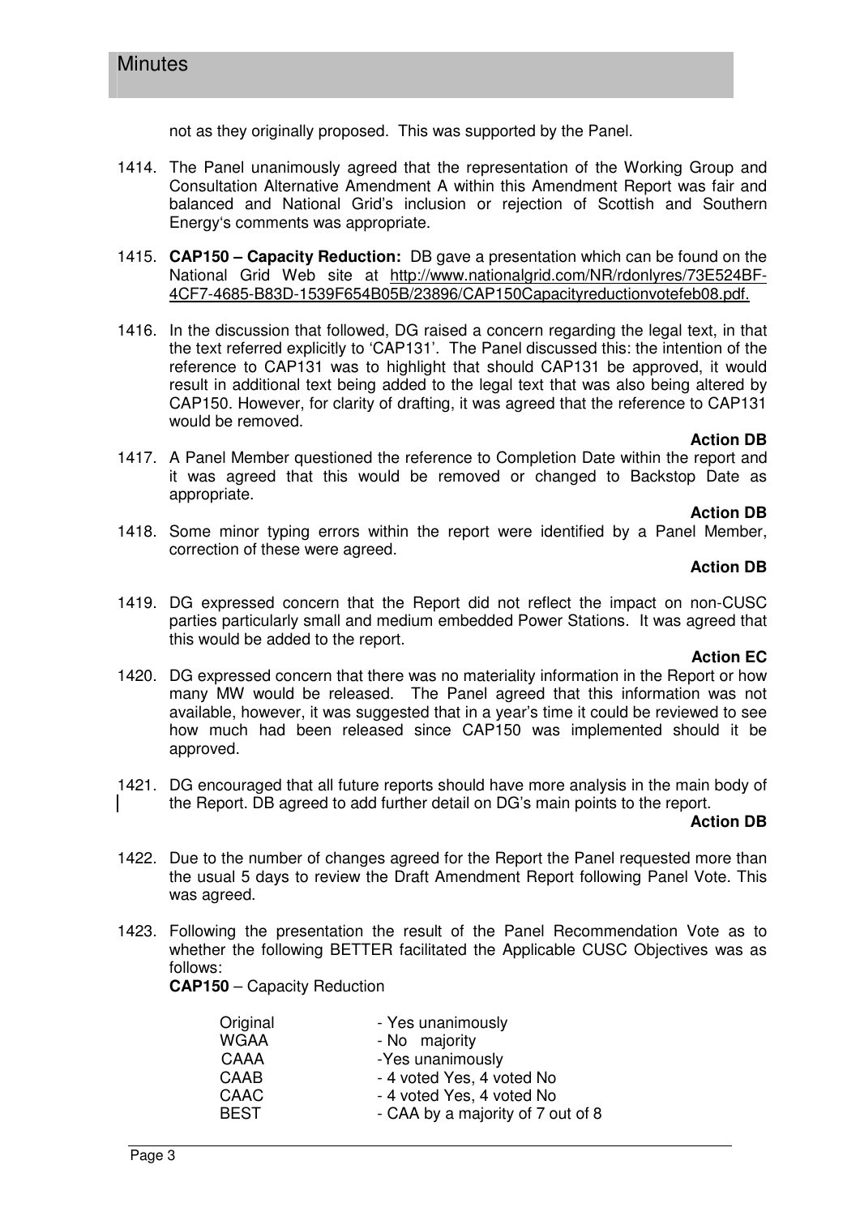not as they originally proposed. This was supported by the Panel.

1414. The Panel unanimously agreed that the representation of the Working Group and Consultation Alternative Amendment A within this Amendment Report was fair and balanced and National Grid's inclusion or rejection of Scottish and Southern Energy's comments was appropriate.

1415. **CAP150 – Capacity Reduction:** DB gave a presentation which can be found on the National Grid Web site at http://www.nationalgrid.com/NR/rdonlyres/73E524BF-4CF7-4685-B83D-1539F654B05B/23896/CAP150Capacityreductionvotefeb08.pdf.

1416. In the discussion that followed, DG raised a concern regarding the legal text, in that the text referred explicitly to 'CAP131'. The Panel discussed this: the intention of the reference to CAP131 was to highlight that should CAP131 be approved, it would result in additional text being added to the legal text that was also being altered by CAP150. However, for clarity of drafting, it was agreed that the reference to CAP131 would be removed.

**Action DB**

1417. A Panel Member questioned the reference to Completion Date within the report and it was agreed that this would be removed or changed to Backstop Date as appropriate.

**Action DB**

1418. Some minor typing errors within the report were identified by a Panel Member, correction of these were agreed.

**Action DB**

1419. DG expressed concern that the Report did not reflect the impact on non-CUSC parties particularly small and medium embedded Power Stations. It was agreed that this would be added to the report.

**Action EC**

1420. DG expressed concern that there was no materiality information in the Report or how many MW would be released. The Panel agreed that this information was not available, however, it was suggested that in a year's time it could be reviewed to see how much had been released since CAP150 was implemented should it be approved.

1421. DG encouraged that all future reports should have more analysis in the main body of the Report. DB agreed to add further detail on DG's main points to the report.

**Action DB**

1422. Due to the number of changes agreed for the Report the Panel requested more than the usual 5 days to review the Draft Amendment Report following Panel Vote. This was agreed.

1423. Following the presentation the result of the Panel Recommendation Vote as to whether the following BETTER facilitated the Applicable CUSC Objectives was as follows:

**CAP150** – Capacity Reduction

| | |
|---|---|
| Original | - Yes unanimously |
| WGAA | - No majority |
| CAAA | -Yes unanimously |
| CAAB | - 4 voted Yes, 4 voted No |
| CAAC | - 4 voted Yes, 4 voted No |
| BEST | - CAA by a majority of 7 out of 8 |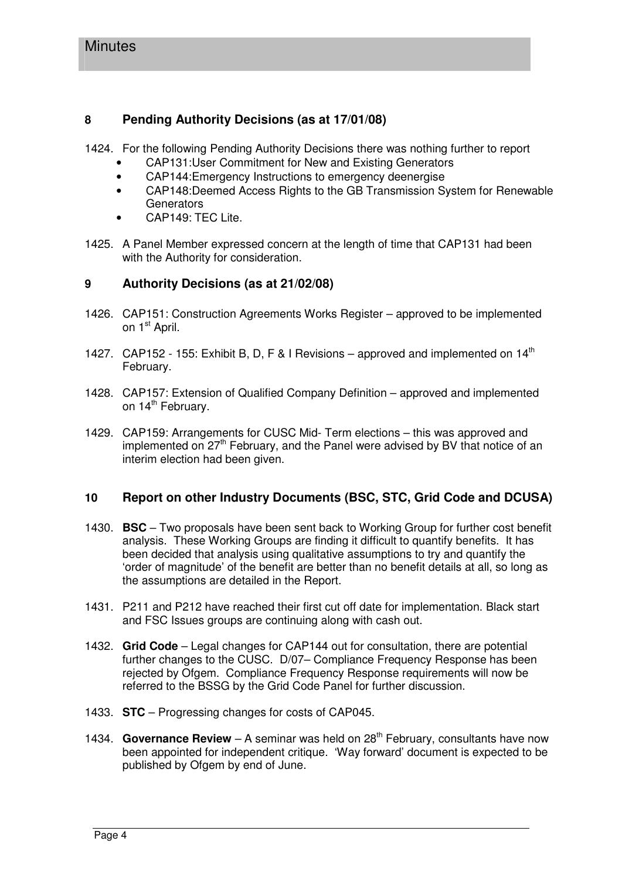## 8 Pending Authority Decisions (as at 17/01/08)

1424. For the following Pending Authority Decisions there was nothing further to report
    - CAP131:User Commitment for New and Existing Generators
    - CAP144:Emergency Instructions to emergency deenergise
    - CAP148:Deemed Access Rights to the GB Transmission System for Renewable Generators
    - CAP149: TEC Lite.

1425. A Panel Member expressed concern at the length of time that CAP131 had been with the Authority for consideration.

## 9 Authority Decisions (as at 21/02/08)

1426. CAP151: Construction Agreements Works Register – approved to be implemented on 1st April.

1427. CAP152 - 155: Exhibit B, D, F & I Revisions – approved and implemented on 14th February.

1428. CAP157: Extension of Qualified Company Definition – approved and implemented on 14th February.

1429. CAP159: Arrangements for CUSC Mid- Term elections – this was approved and implemented on 27th February, and the Panel were advised by BV that notice of an interim election had been given.

## 10 Report on other Industry Documents (BSC, STC, Grid Code and DCUSA)

1430. **BSC** – Two proposals have been sent back to Working Group for further cost benefit analysis. These Working Groups are finding it difficult to quantify benefits. It has been decided that analysis using qualitative assumptions to try and quantify the 'order of magnitude' of the benefit are better than no benefit details at all, so long as the assumptions are detailed in the Report.

1431. P211 and P212 have reached their first cut off date for implementation. Black start and FSC Issues groups are continuing along with cash out.

1432. **Grid Code** – Legal changes for CAP144 out for consultation, there are potential further changes to the CUSC. D/07– Compliance Frequency Response has been rejected by Ofgem. Compliance Frequency Response requirements will now be referred to the BSSG by the Grid Code Panel for further discussion.

1433. **STC** – Progressing changes for costs of CAP045.

1434. **Governance Review** – A seminar was held on 28th February, consultants have now been appointed for independent critique. 'Way forward' document is expected to be published by Ofgem by end of June.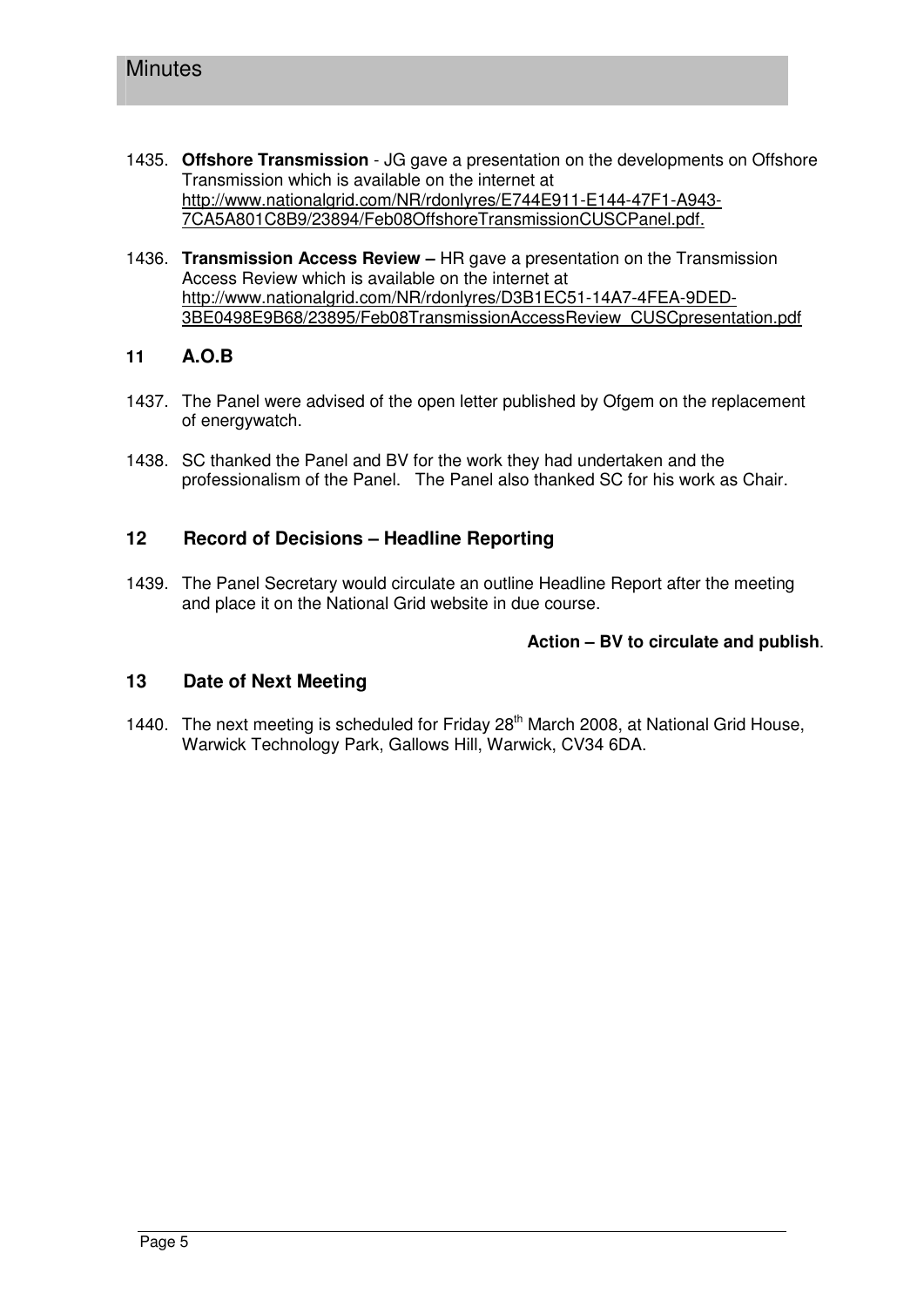1435. **Offshore Transmission** - JG gave a presentation on the developments on Offshore Transmission which is available on the internet at http://www.nationalgrid.com/NR/rdonlyres/E744E911-E144-47F1-A943-7CA5A801C8B9/23894/Feb08OffshoreTransmissionCUSCPanel.pdf.

1436. **Transmission Access Review –** HR gave a presentation on the Transmission Access Review which is available on the internet at http://www.nationalgrid.com/NR/rdonlyres/D3B1EC51-14A7-4FEA-9DED-3BE0498E9B68/23895/Feb08TransmissionAccessReview_CUSCpresentation.pdf

## 11 A.O.B

1437. The Panel were advised of the open letter published by Ofgem on the replacement of energywatch.

1438. SC thanked the Panel and BV for the work they had undertaken and the professionalism of the Panel. The Panel also thanked SC for his work as Chair.

## 12 Record of Decisions – Headline Reporting

1439. The Panel Secretary would circulate an outline Headline Report after the meeting and place it on the National Grid website in due course.

**Action – BV to circulate and publish**.

## 13 Date of Next Meeting

1440. The next meeting is scheduled for Friday 28th March 2008, at National Grid House, Warwick Technology Park, Gallows Hill, Warwick, CV34 6DA.